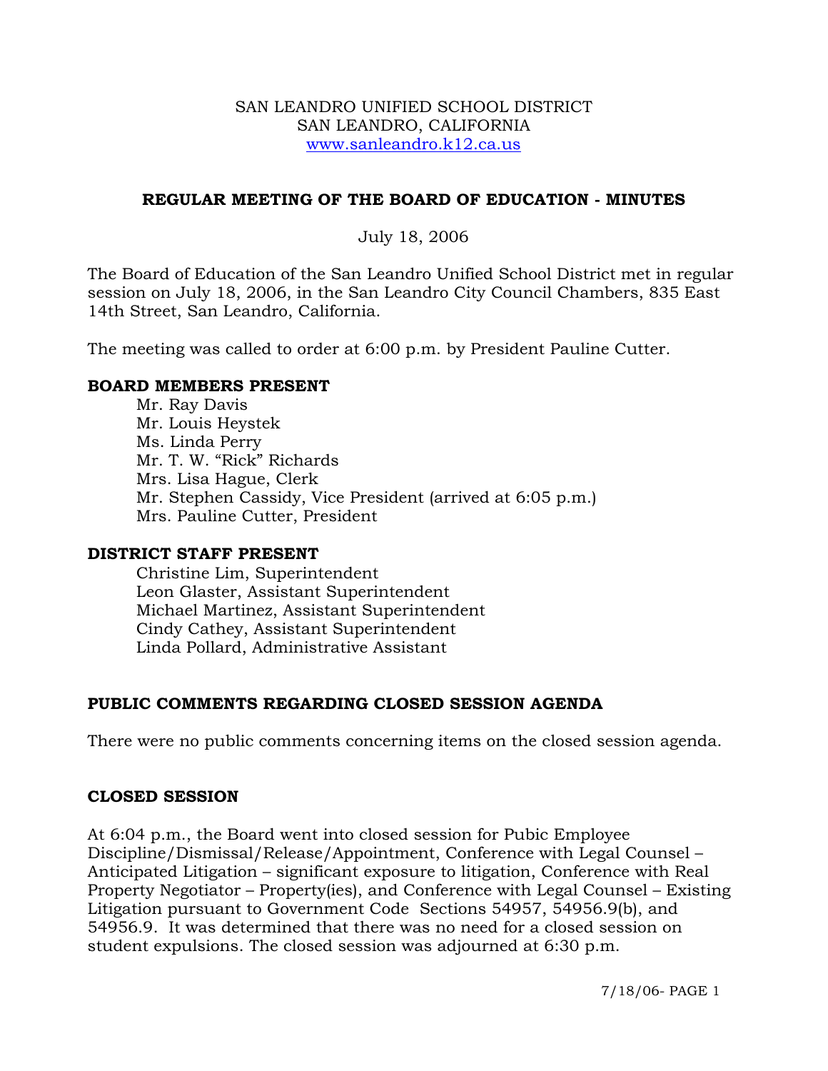SAN LEANDRO UNIFIED SCHOOL DISTRICT
SAN LEANDRO, CALIFORNIA
www.sanleandro.k12.ca.us

## REGULAR MEETING OF THE BOARD OF EDUCATION - MINUTES

July 18, 2006

The Board of Education of the San Leandro Unified School District met in regular session on July 18, 2006, in the San Leandro City Council Chambers, 835 East 14th Street, San Leandro, California.

The meeting was called to order at 6:00 p.m. by President Pauline Cutter.

### BOARD MEMBERS PRESENT

Mr. Ray Davis
Mr. Louis Heystek
Ms. Linda Perry
Mr. T. W. "Rick" Richards
Mrs. Lisa Hague, Clerk
Mr. Stephen Cassidy, Vice President (arrived at 6:05 p.m.)
Mrs. Pauline Cutter, President

### DISTRICT STAFF PRESENT

Christine Lim, Superintendent
Leon Glaster, Assistant Superintendent
Michael Martinez, Assistant Superintendent
Cindy Cathey, Assistant Superintendent
Linda Pollard, Administrative Assistant

### PUBLIC COMMENTS REGARDING CLOSED SESSION AGENDA

There were no public comments concerning items on the closed session agenda.

### CLOSED SESSION

At 6:04 p.m., the Board went into closed session for Pubic Employee Discipline/Dismissal/Release/Appointment, Conference with Legal Counsel – Anticipated Litigation – significant exposure to litigation, Conference with Real Property Negotiator – Property(ies), and Conference with Legal Counsel – Existing Litigation pursuant to Government Code Sections 54957, 54956.9(b), and 54956.9. It was determined that there was no need for a closed session on student expulsions. The closed session was adjourned at 6:30 p.m.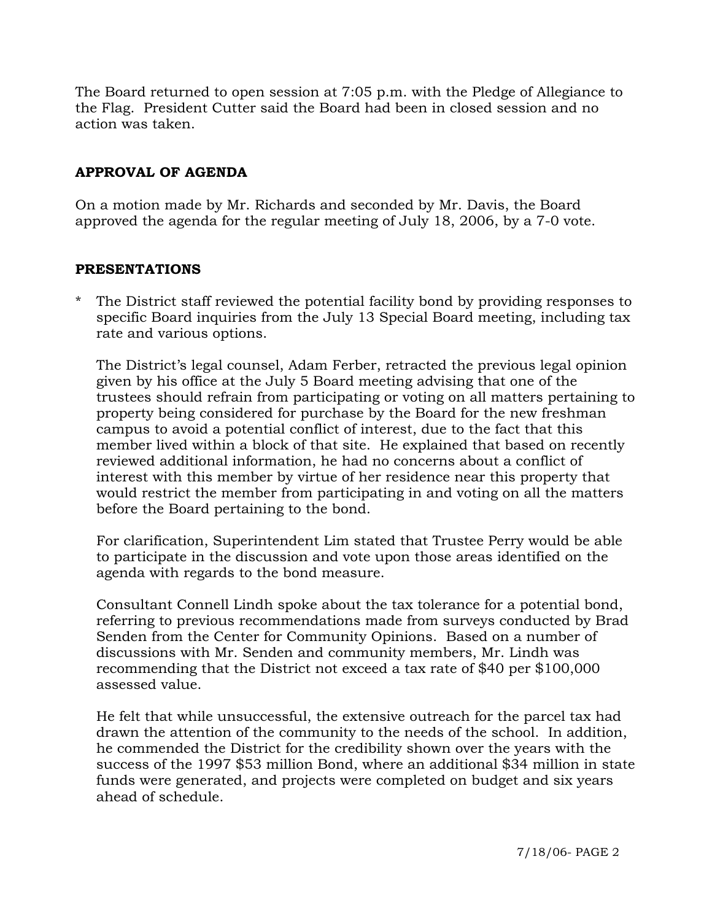The Board returned to open session at 7:05 p.m. with the Pledge of Allegiance to the Flag. President Cutter said the Board had been in closed session and no action was taken.

## APPROVAL OF AGENDA

On a motion made by Mr. Richards and seconded by Mr. Davis, the Board approved the agenda for the regular meeting of July 18, 2006, by a 7-0 vote.

## PRESENTATIONS

* The District staff reviewed the potential facility bond by providing responses to specific Board inquiries from the July 13 Special Board meeting, including tax rate and various options.

  The District's legal counsel, Adam Ferber, retracted the previous legal opinion given by his office at the July 5 Board meeting advising that one of the trustees should refrain from participating or voting on all matters pertaining to property being considered for purchase by the Board for the new freshman campus to avoid a potential conflict of interest, due to the fact that this member lived within a block of that site. He explained that based on recently reviewed additional information, he had no concerns about a conflict of interest with this member by virtue of her residence near this property that would restrict the member from participating in and voting on all the matters before the Board pertaining to the bond.

  For clarification, Superintendent Lim stated that Trustee Perry would be able to participate in the discussion and vote upon those areas identified on the agenda with regards to the bond measure.

  Consultant Connell Lindh spoke about the tax tolerance for a potential bond, referring to previous recommendations made from surveys conducted by Brad Senden from the Center for Community Opinions. Based on a number of discussions with Mr. Senden and community members, Mr. Lindh was recommending that the District not exceed a tax rate of $40 per $100,000 assessed value.

  He felt that while unsuccessful, the extensive outreach for the parcel tax had drawn the attention of the community to the needs of the school. In addition, he commended the District for the credibility shown over the years with the success of the 1997 $53 million Bond, where an additional $34 million in state funds were generated, and projects were completed on budget and six years ahead of schedule.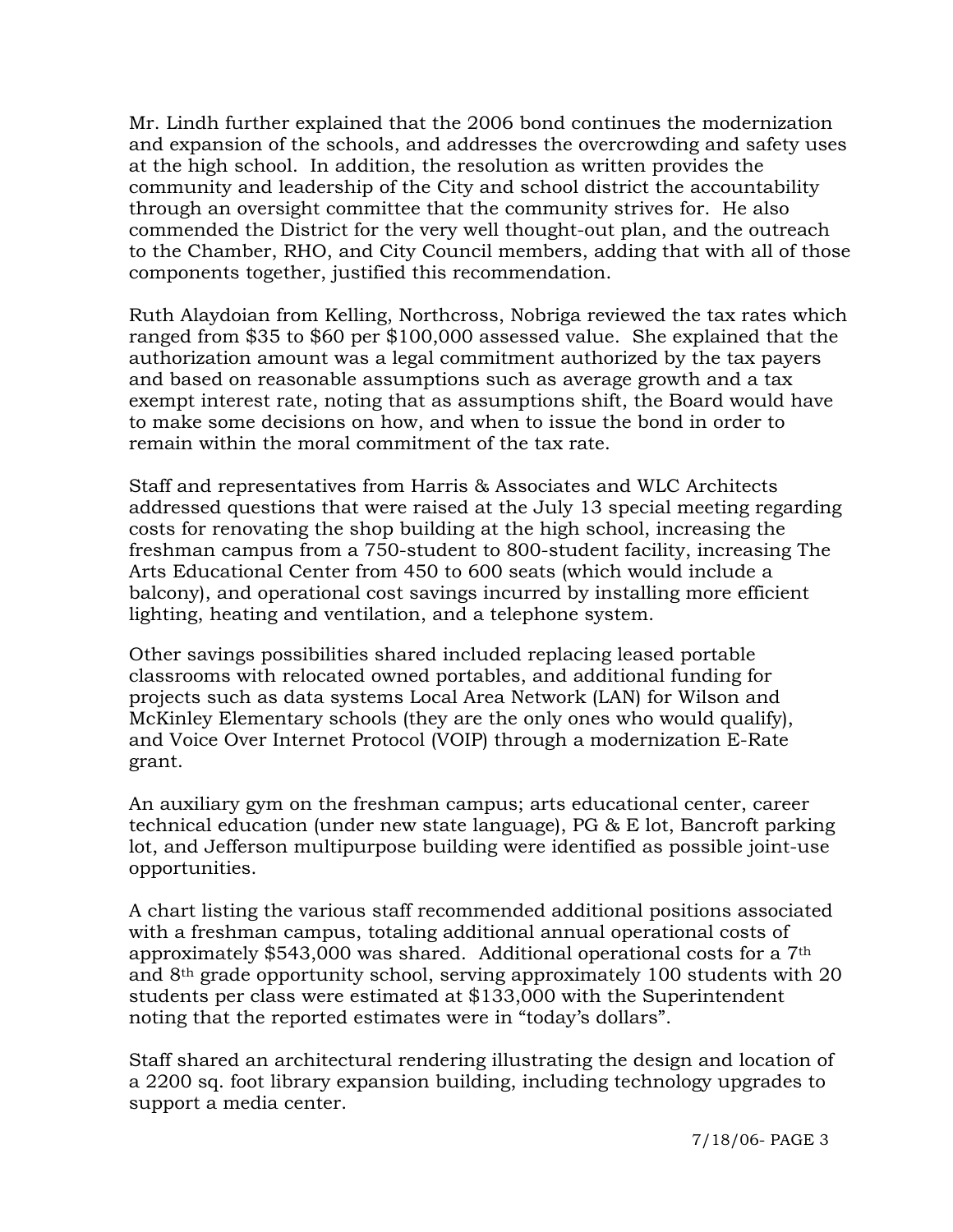Mr. Lindh further explained that the 2006 bond continues the modernization and expansion of the schools, and addresses the overcrowding and safety uses at the high school. In addition, the resolution as written provides the community and leadership of the City and school district the accountability through an oversight committee that the community strives for. He also commended the District for the very well thought-out plan, and the outreach to the Chamber, RHO, and City Council members, adding that with all of those components together, justified this recommendation.

Ruth Alaydoian from Kelling, Northcross, Nobriga reviewed the tax rates which ranged from $35 to $60 per $100,000 assessed value. She explained that the authorization amount was a legal commitment authorized by the tax payers and based on reasonable assumptions such as average growth and a tax exempt interest rate, noting that as assumptions shift, the Board would have to make some decisions on how, and when to issue the bond in order to remain within the moral commitment of the tax rate.

Staff and representatives from Harris & Associates and WLC Architects addressed questions that were raised at the July 13 special meeting regarding costs for renovating the shop building at the high school, increasing the freshman campus from a 750-student to 800-student facility, increasing The Arts Educational Center from 450 to 600 seats (which would include a balcony), and operational cost savings incurred by installing more efficient lighting, heating and ventilation, and a telephone system.

Other savings possibilities shared included replacing leased portable classrooms with relocated owned portables, and additional funding for projects such as data systems Local Area Network (LAN) for Wilson and McKinley Elementary schools (they are the only ones who would qualify), and Voice Over Internet Protocol (VOIP) through a modernization E-Rate grant.

An auxiliary gym on the freshman campus; arts educational center, career technical education (under new state language), PG & E lot, Bancroft parking lot, and Jefferson multipurpose building were identified as possible joint-use opportunities.

A chart listing the various staff recommended additional positions associated with a freshman campus, totaling additional annual operational costs of approximately $543,000 was shared. Additional operational costs for a 7th and 8th grade opportunity school, serving approximately 100 students with 20 students per class were estimated at $133,000 with the Superintendent noting that the reported estimates were in "today's dollars".

Staff shared an architectural rendering illustrating the design and location of a 2200 sq. foot library expansion building, including technology upgrades to support a media center.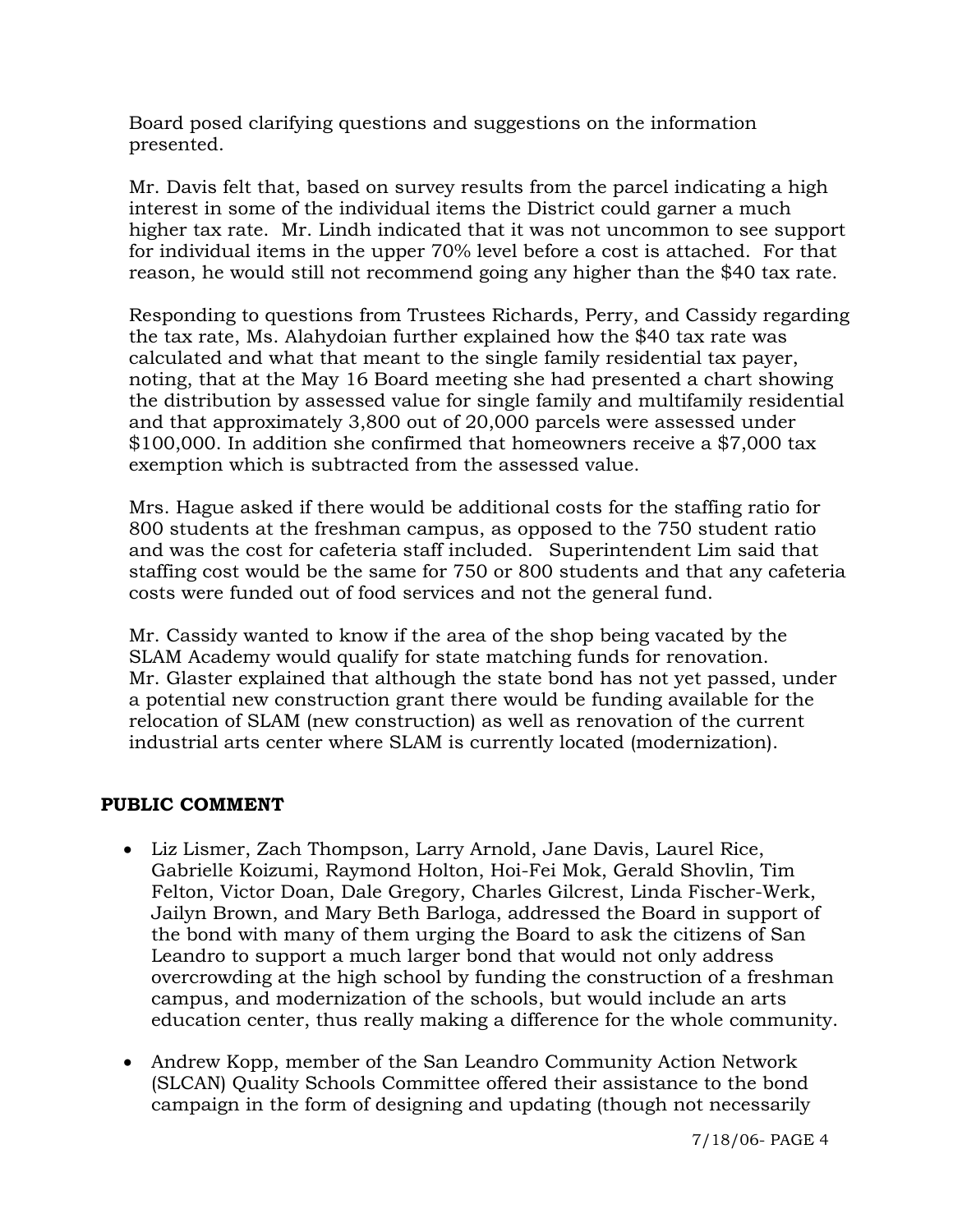Board posed clarifying questions and suggestions on the information presented.

Mr. Davis felt that, based on survey results from the parcel indicating a high interest in some of the individual items the District could garner a much higher tax rate. Mr. Lindh indicated that it was not uncommon to see support for individual items in the upper 70% level before a cost is attached. For that reason, he would still not recommend going any higher than the $40 tax rate.

Responding to questions from Trustees Richards, Perry, and Cassidy regarding the tax rate, Ms. Alahydoian further explained how the $40 tax rate was calculated and what that meant to the single family residential tax payer, noting, that at the May 16 Board meeting she had presented a chart showing the distribution by assessed value for single family and multifamily residential and that approximately 3,800 out of 20,000 parcels were assessed under $100,000. In addition she confirmed that homeowners receive a $7,000 tax exemption which is subtracted from the assessed value.

Mrs. Hague asked if there would be additional costs for the staffing ratio for 800 students at the freshman campus, as opposed to the 750 student ratio and was the cost for cafeteria staff included. Superintendent Lim said that staffing cost would be the same for 750 or 800 students and that any cafeteria costs were funded out of food services and not the general fund.

Mr. Cassidy wanted to know if the area of the shop being vacated by the SLAM Academy would qualify for state matching funds for renovation. Mr. Glaster explained that although the state bond has not yet passed, under a potential new construction grant there would be funding available for the relocation of SLAM (new construction) as well as renovation of the current industrial arts center where SLAM is currently located (modernization).

## PUBLIC COMMENT

- Liz Lismer, Zach Thompson, Larry Arnold, Jane Davis, Laurel Rice, Gabrielle Koizumi, Raymond Holton, Hoi-Fei Mok, Gerald Shovlin, Tim Felton, Victor Doan, Dale Gregory, Charles Gilcrest, Linda Fischer-Werk, Jailyn Brown, and Mary Beth Barloga, addressed the Board in support of the bond with many of them urging the Board to ask the citizens of San Leandro to support a much larger bond that would not only address overcrowding at the high school by funding the construction of a freshman campus, and modernization of the schools, but would include an arts education center, thus really making a difference for the whole community.
- Andrew Kopp, member of the San Leandro Community Action Network (SLCAN) Quality Schools Committee offered their assistance to the bond campaign in the form of designing and updating (though not necessarily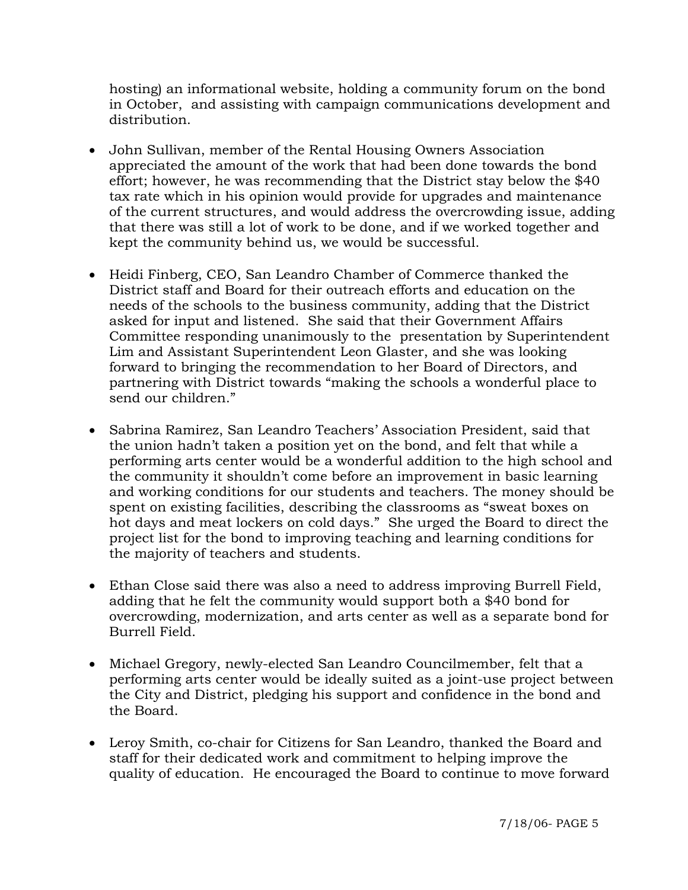hosting) an informational website, holding a community forum on the bond in October, and assisting with campaign communications development and distribution.

- John Sullivan, member of the Rental Housing Owners Association appreciated the amount of the work that had been done towards the bond effort; however, he was recommending that the District stay below the $40 tax rate which in his opinion would provide for upgrades and maintenance of the current structures, and would address the overcrowding issue, adding that there was still a lot of work to be done, and if we worked together and kept the community behind us, we would be successful.

- Heidi Finberg, CEO, San Leandro Chamber of Commerce thanked the District staff and Board for their outreach efforts and education on the needs of the schools to the business community, adding that the District asked for input and listened. She said that their Government Affairs Committee responding unanimously to the presentation by Superintendent Lim and Assistant Superintendent Leon Glaster, and she was looking forward to bringing the recommendation to her Board of Directors, and partnering with District towards "making the schools a wonderful place to send our children."

- Sabrina Ramirez, San Leandro Teachers' Association President, said that the union hadn't taken a position yet on the bond, and felt that while a performing arts center would be a wonderful addition to the high school and the community it shouldn't come before an improvement in basic learning and working conditions for our students and teachers. The money should be spent on existing facilities, describing the classrooms as "sweat boxes on hot days and meat lockers on cold days." She urged the Board to direct the project list for the bond to improving teaching and learning conditions for the majority of teachers and students.

- Ethan Close said there was also a need to address improving Burrell Field, adding that he felt the community would support both a $40 bond for overcrowding, modernization, and arts center as well as a separate bond for Burrell Field.

- Michael Gregory, newly-elected San Leandro Councilmember, felt that a performing arts center would be ideally suited as a joint-use project between the City and District, pledging his support and confidence in the bond and the Board.

- Leroy Smith, co-chair for Citizens for San Leandro, thanked the Board and staff for their dedicated work and commitment to helping improve the quality of education. He encouraged the Board to continue to move forward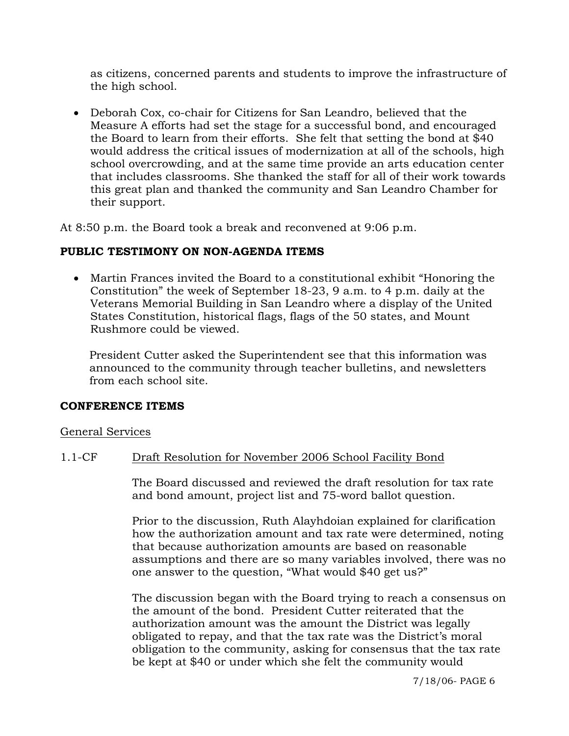as citizens, concerned parents and students to improve the infrastructure of the high school.

- Deborah Cox, co-chair for Citizens for San Leandro, believed that the Measure A efforts had set the stage for a successful bond, and encouraged the Board to learn from their efforts. She felt that setting the bond at $40 would address the critical issues of modernization at all of the schools, high school overcrowding, and at the same time provide an arts education center that includes classrooms. She thanked the staff for all of their work towards this great plan and thanked the community and San Leandro Chamber for their support.

At 8:50 p.m. the Board took a break and reconvened at 9:06 p.m.

**PUBLIC TESTIMONY ON NON-AGENDA ITEMS**

- Martin Frances invited the Board to a constitutional exhibit "Honoring the Constitution" the week of September 18-23, 9 a.m. to 4 p.m. daily at the Veterans Memorial Building in San Leandro where a display of the United States Constitution, historical flags, flags of the 50 states, and Mount Rushmore could be viewed.

  President Cutter asked the Superintendent see that this information was announced to the community through teacher bulletins, and newsletters from each school site.

**CONFERENCE ITEMS**

General Services

1.1-CF Draft Resolution for November 2006 School Facility Bond

The Board discussed and reviewed the draft resolution for tax rate and bond amount, project list and 75-word ballot question.

Prior to the discussion, Ruth Alayhdoian explained for clarification how the authorization amount and tax rate were determined, noting that because authorization amounts are based on reasonable assumptions and there are so many variables involved, there was no one answer to the question, "What would $40 get us?"

The discussion began with the Board trying to reach a consensus on the amount of the bond. President Cutter reiterated that the authorization amount was the amount the District was legally obligated to repay, and that the tax rate was the District's moral obligation to the community, asking for consensus that the tax rate be kept at $40 or under which she felt the community would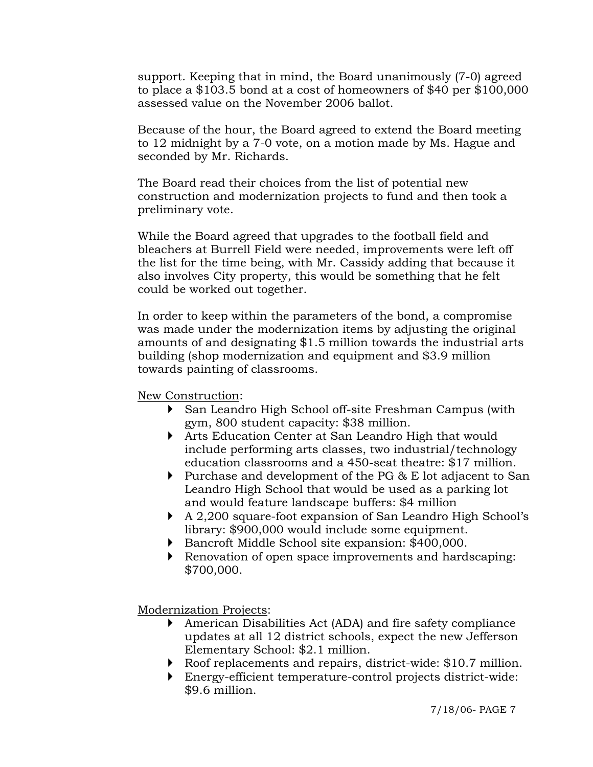support. Keeping that in mind, the Board unanimously (7-0) agreed to place a $103.5 bond at a cost of homeowners of $40 per $100,000 assessed value on the November 2006 ballot.

Because of the hour, the Board agreed to extend the Board meeting to 12 midnight by a 7-0 vote, on a motion made by Ms. Hague and seconded by Mr. Richards.

The Board read their choices from the list of potential new construction and modernization projects to fund and then took a preliminary vote.

While the Board agreed that upgrades to the football field and bleachers at Burrell Field were needed, improvements were left off the list for the time being, with Mr. Cassidy adding that because it also involves City property, this would be something that he felt could be worked out together.

In order to keep within the parameters of the bond, a compromise was made under the modernization items by adjusting the original amounts of and designating $1.5 million towards the industrial arts building (shop modernization and equipment and $3.9 million towards painting of classrooms.

New Construction:

- San Leandro High School off-site Freshman Campus (with gym, 800 student capacity: $38 million.
- Arts Education Center at San Leandro High that would include performing arts classes, two industrial/technology education classrooms and a 450-seat theatre: $17 million.
- Purchase and development of the PG & E lot adjacent to San Leandro High School that would be used as a parking lot and would feature landscape buffers: $4 million
- A 2,200 square-foot expansion of San Leandro High School's library: $900,000 would include some equipment.
- Bancroft Middle School site expansion: $400,000.
- Renovation of open space improvements and hardscaping: $700,000.

Modernization Projects:

- American Disabilities Act (ADA) and fire safety compliance updates at all 12 district schools, expect the new Jefferson Elementary School: $2.1 million.
- Roof replacements and repairs, district-wide: $10.7 million.
- Energy-efficient temperature-control projects district-wide: $9.6 million.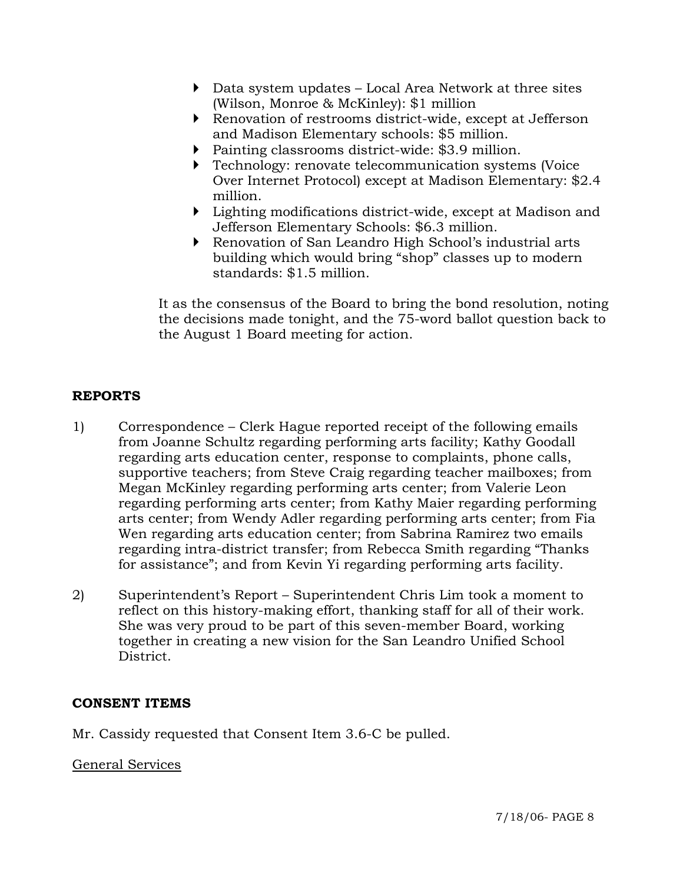- Data system updates – Local Area Network at three sites (Wilson, Monroe & McKinley): $1 million
- Renovation of restrooms district-wide, except at Jefferson and Madison Elementary schools: $5 million.
- Painting classrooms district-wide: $3.9 million.
- Technology: renovate telecommunication systems (Voice Over Internet Protocol) except at Madison Elementary: $2.4 million.
- Lighting modifications district-wide, except at Madison and Jefferson Elementary Schools: $6.3 million.
- Renovation of San Leandro High School's industrial arts building which would bring "shop" classes up to modern standards: $1.5 million.

It as the consensus of the Board to bring the bond resolution, noting the decisions made tonight, and the 75-word ballot question back to the August 1 Board meeting for action.

**REPORTS**

1) Correspondence – Clerk Hague reported receipt of the following emails from Joanne Schultz regarding performing arts facility; Kathy Goodall regarding arts education center, response to complaints, phone calls, supportive teachers; from Steve Craig regarding teacher mailboxes; from Megan McKinley regarding performing arts center; from Valerie Leon regarding performing arts center; from Kathy Maier regarding performing arts center; from Wendy Adler regarding performing arts center; from Fia Wen regarding arts education center; from Sabrina Ramirez two emails regarding intra-district transfer; from Rebecca Smith regarding "Thanks for assistance"; and from Kevin Yi regarding performing arts facility.

2) Superintendent's Report – Superintendent Chris Lim took a moment to reflect on this history-making effort, thanking staff for all of their work. She was very proud to be part of this seven-member Board, working together in creating a new vision for the San Leandro Unified School District.

**CONSENT ITEMS**

Mr. Cassidy requested that Consent Item 3.6-C be pulled.

<u>General Services</u>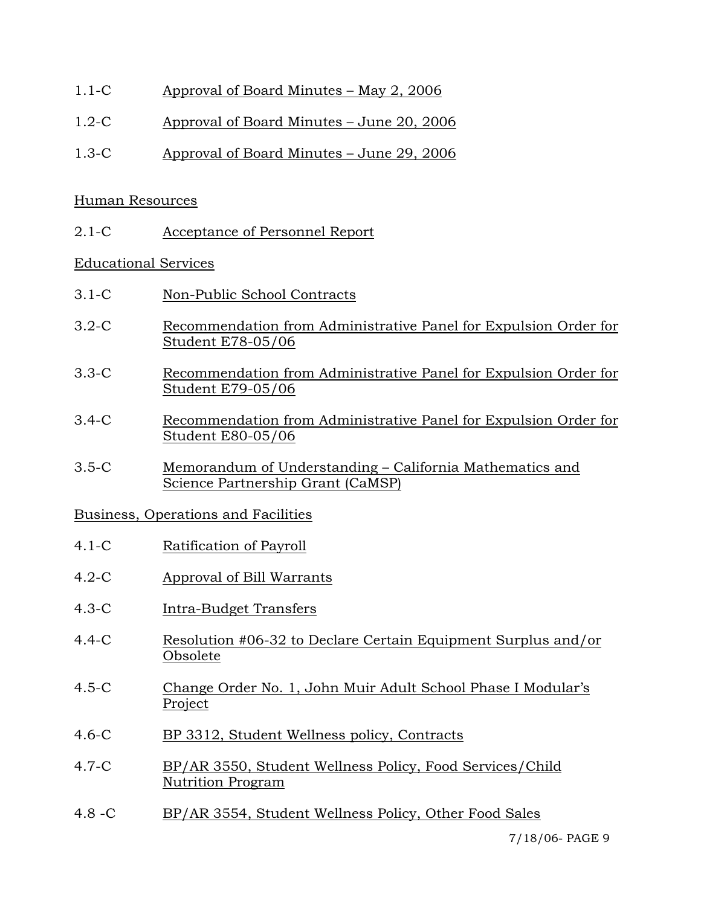1.1-C Approval of Board Minutes – May 2, 2006

1.2-C Approval of Board Minutes – June 20, 2006

1.3-C Approval of Board Minutes – June 29, 2006

Human Resources

2.1-C Acceptance of Personnel Report

Educational Services

3.1-C Non-Public School Contracts

3.2-C Recommendation from Administrative Panel for Expulsion Order for Student E78-05/06

3.3-C Recommendation from Administrative Panel for Expulsion Order for Student E79-05/06

3.4-C Recommendation from Administrative Panel for Expulsion Order for Student E80-05/06

3.5-C Memorandum of Understanding – California Mathematics and Science Partnership Grant (CaMSP)

Business, Operations and Facilities

4.1-C Ratification of Payroll

4.2-C Approval of Bill Warrants

4.3-C Intra-Budget Transfers

4.4-C Resolution #06-32 to Declare Certain Equipment Surplus and/or Obsolete

4.5-C Change Order No. 1, John Muir Adult School Phase I Modular's Project

4.6-C BP 3312, Student Wellness policy, Contracts

4.7-C BP/AR 3550, Student Wellness Policy, Food Services/Child Nutrition Program

4.8 -C BP/AR 3554, Student Wellness Policy, Other Food Sales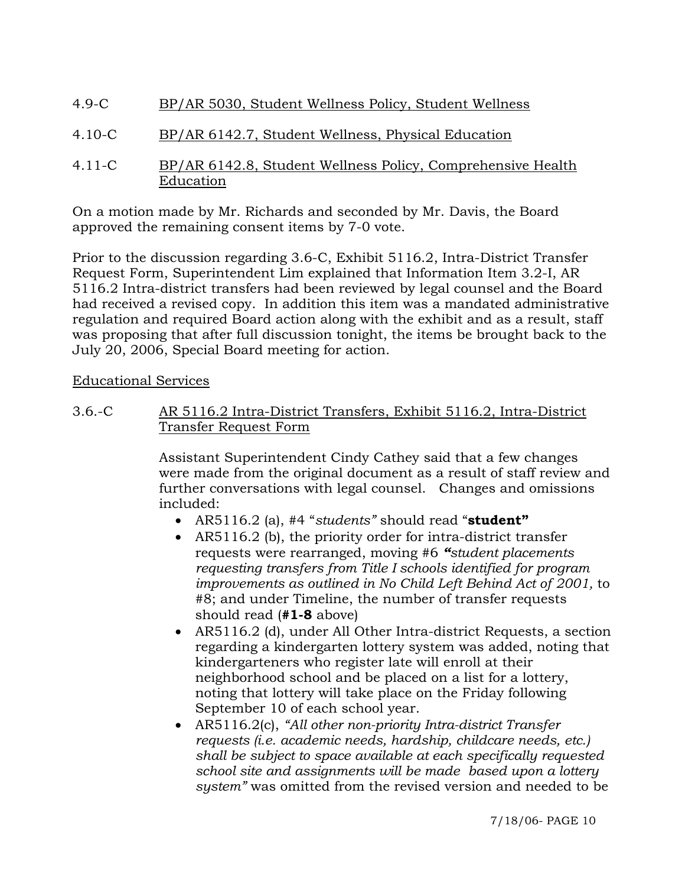4.9-C <u>BP/AR 5030, Student Wellness Policy, Student Wellness</u>

4.10-C <u>BP/AR 6142.7, Student Wellness, Physical Education</u>

4.11-C <u>BP/AR 6142.8, Student Wellness Policy, Comprehensive Health Education</u>

On a motion made by Mr. Richards and seconded by Mr. Davis, the Board approved the remaining consent items by 7-0 vote.

Prior to the discussion regarding 3.6-C, Exhibit 5116.2, Intra-District Transfer Request Form, Superintendent Lim explained that Information Item 3.2-I, AR 5116.2 Intra-district transfers had been reviewed by legal counsel and the Board had received a revised copy. In addition this item was a mandated administrative regulation and required Board action along with the exhibit and as a result, staff was proposing that after full discussion tonight, the items be brought back to the July 20, 2006, Special Board meeting for action.

<u>Educational Services</u>

3.6.-C <u>AR 5116.2 Intra-District Transfers, Exhibit 5116.2, Intra-District Transfer Request Form</u>

Assistant Superintendent Cindy Cathey said that a few changes were made from the original document as a result of staff review and further conversations with legal counsel. Changes and omissions included:

- AR5116.2 (a), #4 "*students"* should read "**student"**
- AR5116.2 (b), the priority order for intra-district transfer requests were rearranged, moving #6 ***"****student placements requesting transfers from Title I schools identified for program improvements as outlined in No Child Left Behind Act of 2001,* to #8; and under Timeline, the number of transfer requests should read (**#1-8** above)
- AR5116.2 (d), under All Other Intra-district Requests, a section regarding a kindergarten lottery system was added, noting that kindergarteners who register late will enroll at their neighborhood school and be placed on a list for a lottery, noting that lottery will take place on the Friday following September 10 of each school year.
- AR5116.2(c), *"All other non-priority Intra-district Transfer requests (i.e. academic needs, hardship, childcare needs, etc.) shall be subject to space available at each specifically requested school site and assignments will be made based upon a lottery system"* was omitted from the revised version and needed to be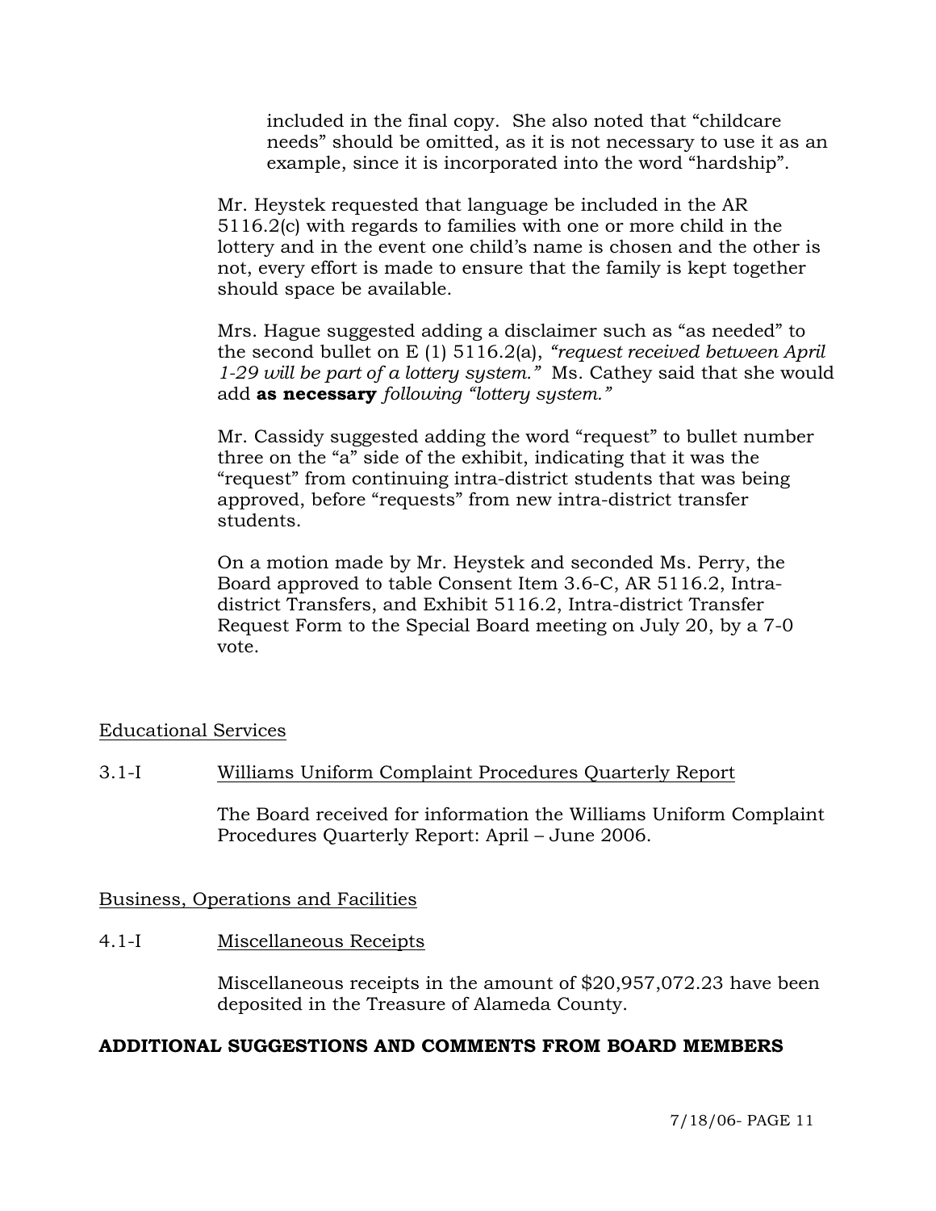included in the final copy. She also noted that "childcare needs" should be omitted, as it is not necessary to use it as an example, since it is incorporated into the word "hardship".

Mr. Heystek requested that language be included in the AR 5116.2(c) with regards to families with one or more child in the lottery and in the event one child's name is chosen and the other is not, every effort is made to ensure that the family is kept together should space be available.

Mrs. Hague suggested adding a disclaimer such as "as needed" to the second bullet on E (1) 5116.2(a), *"request received between April 1-29 will be part of a lottery system."* Ms. Cathey said that she would add **as necessary** *following "lottery system."*

Mr. Cassidy suggested adding the word "request" to bullet number three on the "a" side of the exhibit, indicating that it was the "request" from continuing intra-district students that was being approved, before "requests" from new intra-district transfer students.

On a motion made by Mr. Heystek and seconded Ms. Perry, the Board approved to table Consent Item 3.6-C, AR 5116.2, Intra-district Transfers, and Exhibit 5116.2, Intra-district Transfer Request Form to the Special Board meeting on July 20, by a 7-0 vote.

Educational Services

3.1-I Williams Uniform Complaint Procedures Quarterly Report

The Board received for information the Williams Uniform Complaint Procedures Quarterly Report: April – June 2006.

Business, Operations and Facilities

4.1-I Miscellaneous Receipts

Miscellaneous receipts in the amount of $20,957,072.23 have been deposited in the Treasure of Alameda County.

**ADDITIONAL SUGGESTIONS AND COMMENTS FROM BOARD MEMBERS**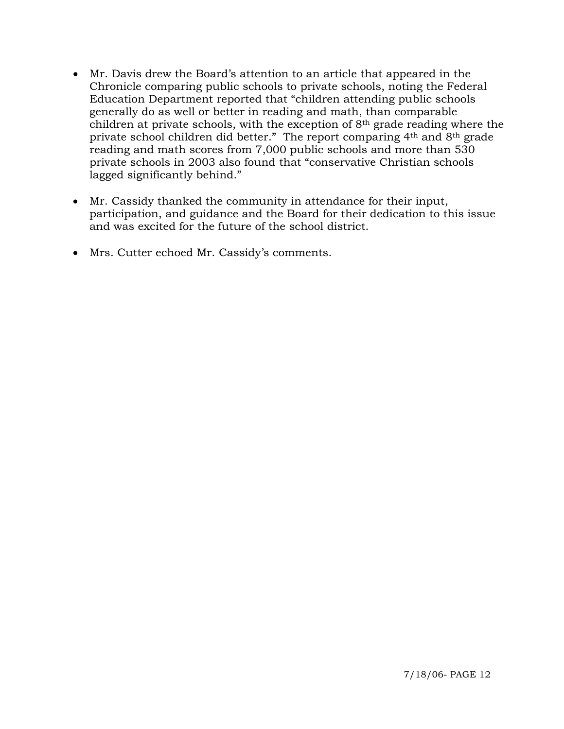- Mr. Davis drew the Board's attention to an article that appeared in the Chronicle comparing public schools to private schools, noting the Federal Education Department reported that "children attending public schools generally do as well or better in reading and math, than comparable children at private schools, with the exception of 8th grade reading where the private school children did better." The report comparing 4th and 8th grade reading and math scores from 7,000 public schools and more than 530 private schools in 2003 also found that "conservative Christian schools lagged significantly behind."

- Mr. Cassidy thanked the community in attendance for their input, participation, and guidance and the Board for their dedication to this issue and was excited for the future of the school district.

- Mrs. Cutter echoed Mr. Cassidy's comments.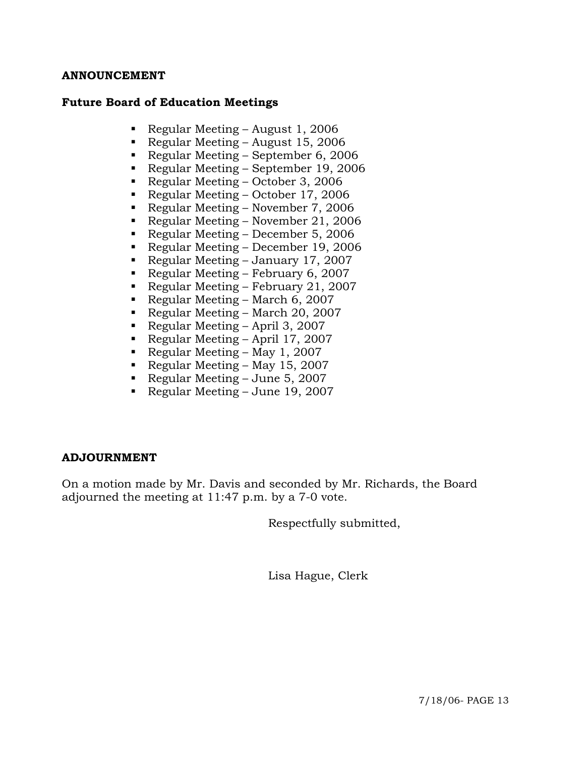## ANNOUNCEMENT

### Future Board of Education Meetings

- Regular Meeting – August 1, 2006
- Regular Meeting – August 15, 2006
- Regular Meeting – September 6, 2006
- Regular Meeting – September 19, 2006
- Regular Meeting – October 3, 2006
- Regular Meeting – October 17, 2006
- Regular Meeting – November 7, 2006
- Regular Meeting – November 21, 2006
- Regular Meeting – December 5, 2006
- Regular Meeting – December 19, 2006
- Regular Meeting – January 17, 2007
- Regular Meeting – February 6, 2007
- Regular Meeting – February 21, 2007
- Regular Meeting – March 6, 2007
- Regular Meeting – March 20, 2007
- Regular Meeting – April 3, 2007
- Regular Meeting – April 17, 2007
- Regular Meeting – May 1, 2007
- Regular Meeting – May 15, 2007
- Regular Meeting – June 5, 2007
- Regular Meeting – June 19, 2007

## ADJOURNMENT

On a motion made by Mr. Davis and seconded by Mr. Richards, the Board adjourned the meeting at 11:47 p.m. by a 7-0 vote.

Respectfully submitted,

Lisa Hague, Clerk